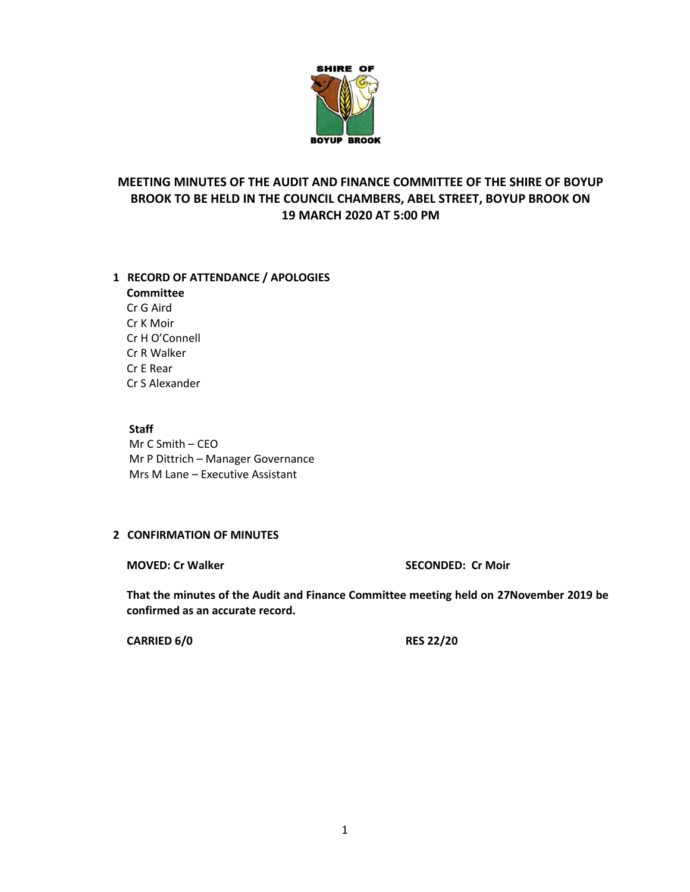# MEETING MINUTES OF THE AUDIT AND FINANCE COMMITTEE OF THE SHIRE OF BOYUP BROOK TO BE HELD IN THE COUNCIL CHAMBERS, ABEL STREET, BOYUP BROOK ON 19 MARCH 2020 AT 5:00 PM

## 1 RECORD OF ATTENDANCE / APOLOGIES

**Committee**

Cr G Aird
Cr K Moir
Cr H O'Connell
Cr R Walker
Cr E Rear
Cr S Alexander

**Staff**

Mr C Smith – CEO
Mr P Dittrich – Manager Governance
Mrs M Lane – Executive Assistant

## 2 CONFIRMATION OF MINUTES

**MOVED: Cr Walker** **SECONDED: Cr Moir**

**That the minutes of the Audit and Finance Committee meeting held on 27November 2019 be confirmed as an accurate record.**

**CARRIED 6/0** **RES 22/20**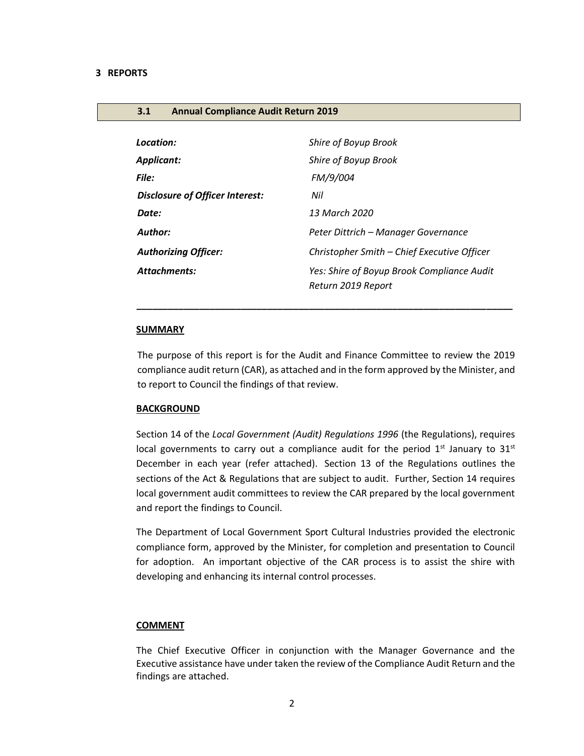# 3 REPORTS

## 3.1 Annual Compliance Audit Return 2019

| | |
|---|---|
| ***Location:*** | *Shire of Boyup Brook* |
| ***Applicant:*** | *Shire of Boyup Brook* |
| ***File:*** | *FM/9/004* |
| ***Disclosure of Officer Interest:*** | *Nil* |
| ***Date:*** | *13 March 2020* |
| ***Author:*** | *Peter Dittrich – Manager Governance* |
| ***Authorizing Officer:*** | *Christopher Smith – Chief Executive Officer* |
| ***Attachments:*** | *Yes: Shire of Boyup Brook Compliance Audit Return 2019 Report* |

---

**SUMMARY**

The purpose of this report is for the Audit and Finance Committee to review the 2019 compliance audit return (CAR), as attached and in the form approved by the Minister, and to report to Council the findings of that review.

**BACKGROUND**

Section 14 of the *Local Government (Audit) Regulations 1996* (the Regulations), requires local governments to carry out a compliance audit for the period 1st January to 31st December in each year (refer attached). Section 13 of the Regulations outlines the sections of the Act & Regulations that are subject to audit. Further, Section 14 requires local government audit committees to review the CAR prepared by the local government and report the findings to Council.

The Department of Local Government Sport Cultural Industries provided the electronic compliance form, approved by the Minister, for completion and presentation to Council for adoption. An important objective of the CAR process is to assist the shire with developing and enhancing its internal control processes.

**COMMENT**

The Chief Executive Officer in conjunction with the Manager Governance and the Executive assistance have under taken the review of the Compliance Audit Return and the findings are attached.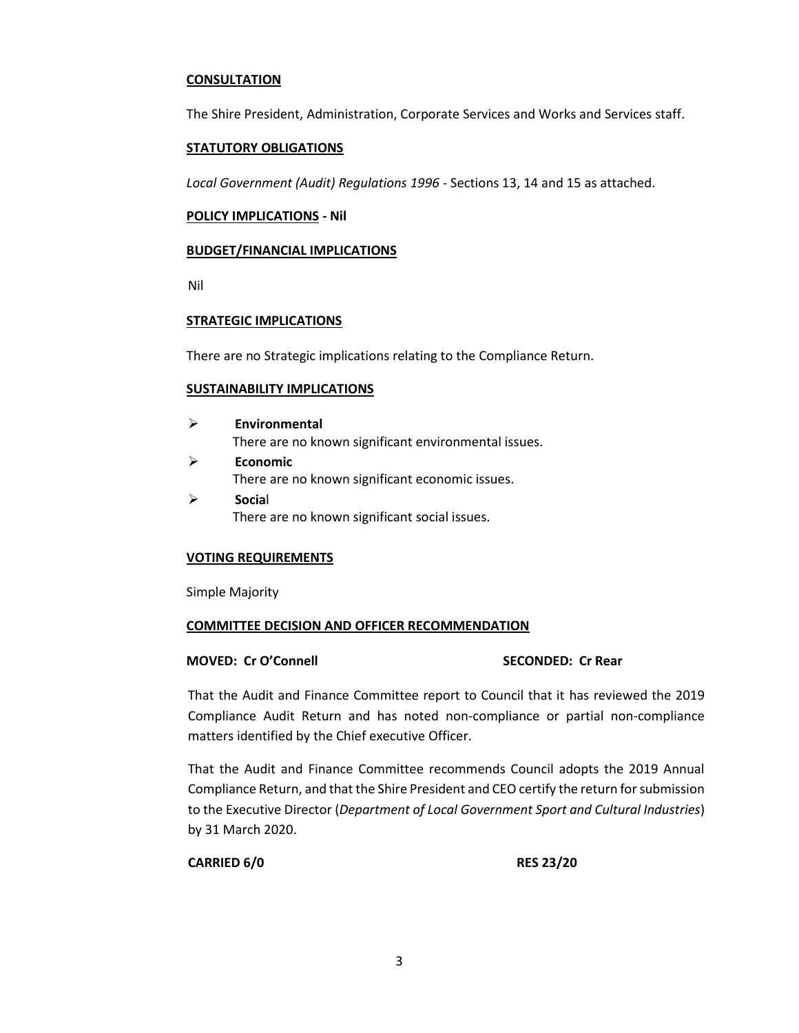**CONSULTATION**

The Shire President, Administration, Corporate Services and Works and Services staff.

**STATUTORY OBLIGATIONS**

*Local Government (Audit) Regulations 1996* - Sections 13, 14 and 15 as attached.

**POLICY IMPLICATIONS - Nil**

**BUDGET/FINANCIAL IMPLICATIONS**

Nil

**STRATEGIC IMPLICATIONS**

There are no Strategic implications relating to the Compliance Return.

**SUSTAINABILITY IMPLICATIONS**

- **Environmental**
  There are no known significant environmental issues.
- **Economic**
  There are no known significant economic issues.
- **Social**
  There are no known significant social issues.

**VOTING REQUIREMENTS**

Simple Majority

**COMMITTEE DECISION AND OFFICER RECOMMENDATION**

**MOVED: Cr O'Connell** **SECONDED: Cr Rear**

That the Audit and Finance Committee report to Council that it has reviewed the 2019 Compliance Audit Return and has noted non-compliance or partial non-compliance matters identified by the Chief executive Officer.

That the Audit and Finance Committee recommends Council adopts the 2019 Annual Compliance Return, and that the Shire President and CEO certify the return for submission to the Executive Director (*Department of Local Government Sport and Cultural Industries*) by 31 March 2020.

**CARRIED 6/0** **RES 23/20**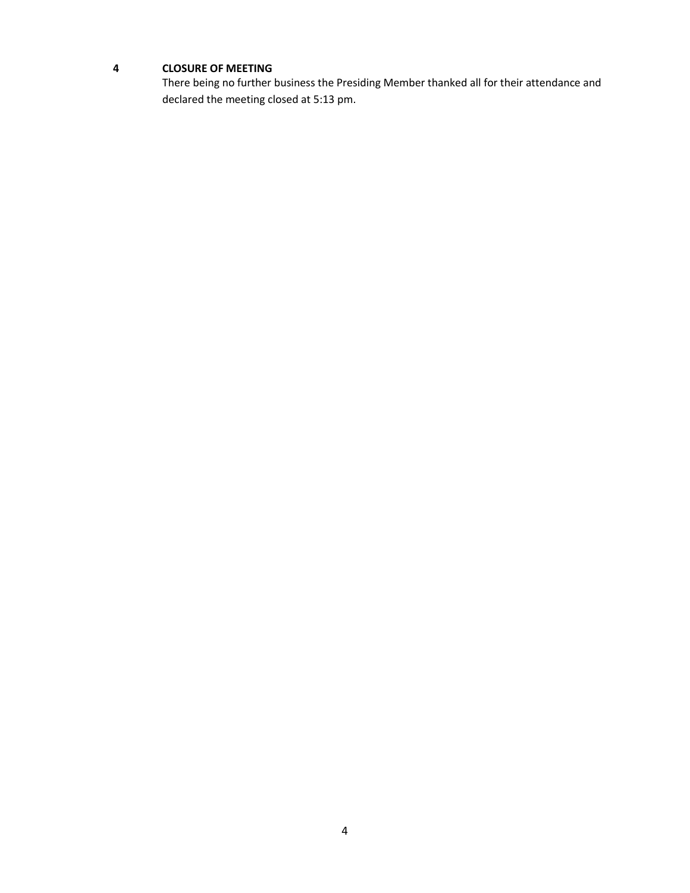## 4 CLOSURE OF MEETING

There being no further business the Presiding Member thanked all for their attendance and declared the meeting closed at 5:13 pm.